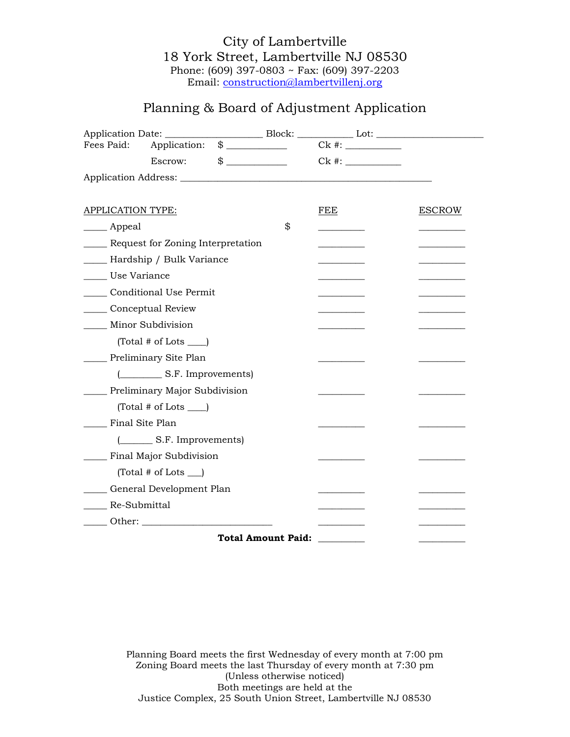# City of Lambertville

18 York Street, Lambertville NJ 08530

Phone: (609) 397-0803 ~ Fax: (609) 397-2203

Email: construction@lambertvillenj.org

## Planning & Board of Adjustment Application

Application Date: ____________________ Block: ___________ Lot: ______________________

Fees Paid: Application: $ ____________ Ck #: ___________

Escrow: $ ____________ Ck #: ___________

Application Address: ____________________________________________________

| APPLICATION TYPE: | | FEE | ESCROW |
|---|---|---|---|
| _____ Appeal | $ | _________ | _________ |
| _____ Request for Zoning Interpretation | | _________ | _________ |
| _____ Hardship / Bulk Variance | | _________ | _________ |
| _____ Use Variance | | _________ | _________ |
| _____ Conditional Use Permit | | _________ | _________ |
| _____ Conceptual Review | | _________ | _________ |
| _____ Minor Subdivision | | _________ | _________ |
| (Total # of Lots ____) | | | |
| _____ Preliminary Site Plan | | _________ | _________ |
| (_________ S.F. Improvements) | | | |
| _____ Preliminary Major Subdivision | | _________ | _________ |
| (Total # of Lots ____) | | | |
| _____ Final Site Plan | | _________ | _________ |
| (_______ S.F. Improvements) | | | |
| _____ Final Major Subdivision | | _________ | _________ |
| (Total # of Lots ___) | | | |
| _____ General Development Plan | | _________ | _________ |
| _____ Re-Submittal | | _________ | _________ |
| _____ Other: ___________________________ | | _________ | _________ |
| **Total Amount Paid:** | | _________ | _________ |

Planning Board meets the first Wednesday of every month at 7:00 pm
Zoning Board meets the last Thursday of every month at 7:30 pm
(Unless otherwise noticed)
Both meetings are held at the
Justice Complex, 25 South Union Street, Lambertville NJ 08530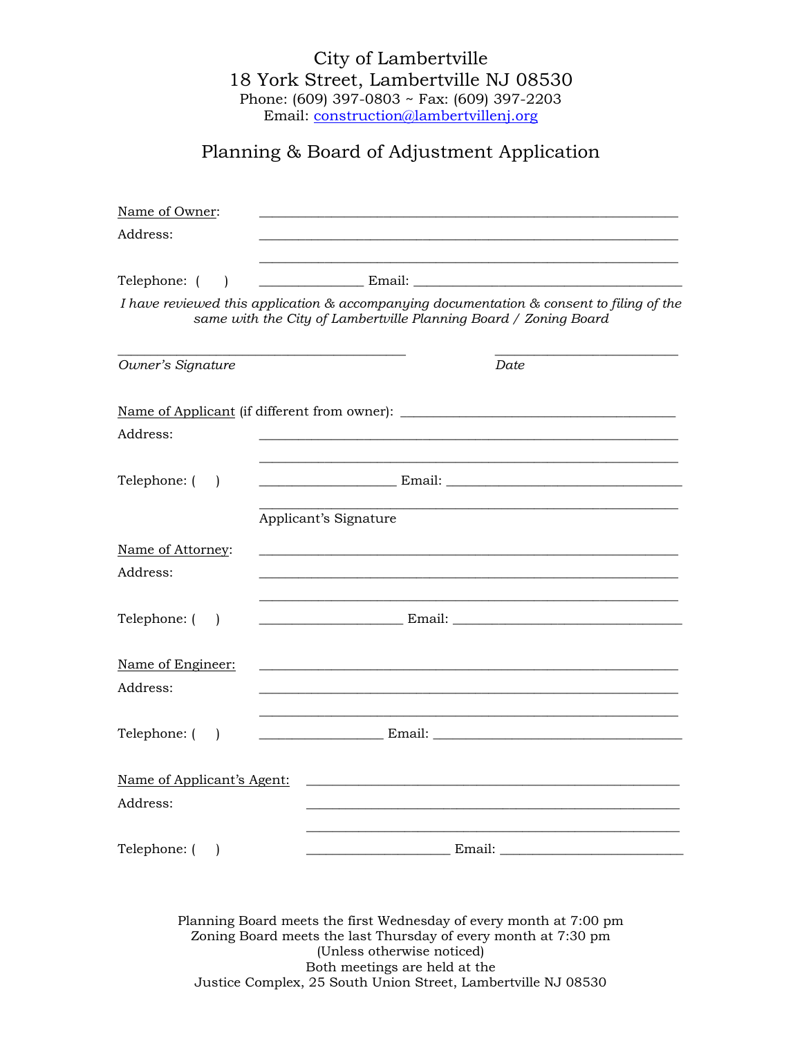City of Lambertville
18 York Street, Lambertville NJ 08530
Phone: (609) 397-0803 ~ Fax: (609) 397-2203
Email: construction@lambertvillenj.org

## Planning & Board of Adjustment Application

Name of Owner: ______________________________________________

Address: ______________________________________________

______________________________________________

Telephone: (    ) ______________ Email: ______________________________

*I have reviewed this application & accompanying documentation & consent to filing of the same with the City of Lambertville Planning Board / Zoning Board*

______________________________ ______________________

*Owner's Signature* *Date*

Name of Applicant (if different from owner): ______________________________

Address: ______________________________________________

______________________________________________

Telephone: (    ) ______________ Email: ______________________________

______________________________________________

Applicant's Signature

Name of Attorney: ______________________________________________

Address: ______________________________________________

______________________________________________

Telephone: (    ) ______________ Email: ______________________________

Name of Engineer: ______________________________________________

Address: ______________________________________________

______________________________________________

Telephone: (    ) ______________ Email: ______________________________

Name of Applicant's Agent: ______________________________________________

Address: ______________________________________________

______________________________________________

Telephone: (    ) ______________ Email: ______________________________

Planning Board meets the first Wednesday of every month at 7:00 pm
Zoning Board meets the last Thursday of every month at 7:30 pm
(Unless otherwise noticed)
Both meetings are held at the
Justice Complex, 25 South Union Street, Lambertville NJ 08530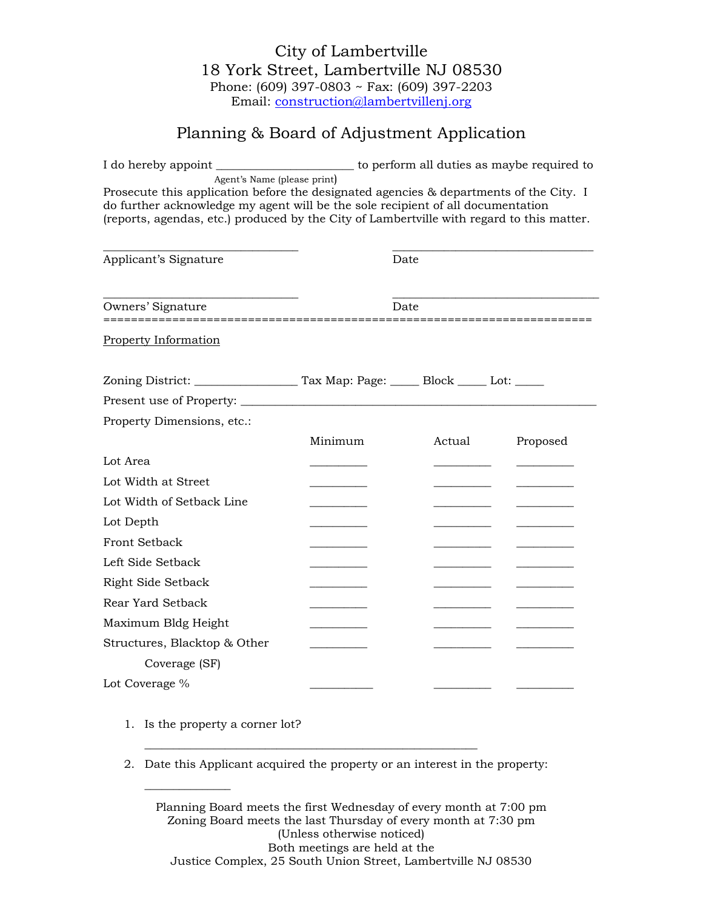City of Lambertville
18 York Street, Lambertville NJ 08530
Phone: (609) 397-0803 ~ Fax: (609) 397-2203
Email: construction@lambertvillenj.org

# Planning & Board of Adjustment Application

I do hereby appoint ______________________ to perform all duties as maybe required to
Agent's Name (please print)
Prosecute this application before the designated agencies & departments of the City. I do further acknowledge my agent will be the sole recipient of all documentation (reports, agendas, etc.) produced by the City of Lambertville with regard to this matter.

________________________________ ________________________________
Applicant's Signature Date

________________________________ ________________________________
Owners' Signature Date

======================================================================

Property Information

Zoning District: ________________ Tax Map: Page: _____ Block _____ Lot: _____

Present use of Property: ____________________________________________________________

Property Dimensions, etc.:

| | Minimum | Actual | Proposed |
|---|---|---|---|
| Lot Area | _________ | _________ | _________ |
| Lot Width at Street | _________ | _________ | _________ |
| Lot Width of Setback Line | _________ | _________ | _________ |
| Lot Depth | _________ | _________ | _________ |
| Front Setback | _________ | _________ | _________ |
| Left Side Setback | _________ | _________ | _________ |
| Right Side Setback | _________ | _________ | _________ |
| Rear Yard Setback | _________ | _________ | _________ |
| Maximum Bldg Height | _________ | _________ | _________ |
| Structures, Blacktop & Other Coverage (SF) | _________ | _________ | _________ |
| Lot Coverage % | __________ | _________ | _________ |

1. Is the property a corner lot?

 ______________________________________________________

2. Date this Applicant acquired the property or an interest in the property:

 ______________

Planning Board meets the first Wednesday of every month at 7:00 pm
Zoning Board meets the last Thursday of every month at 7:30 pm
(Unless otherwise noticed)
Both meetings are held at the
Justice Complex, 25 South Union Street, Lambertville NJ 08530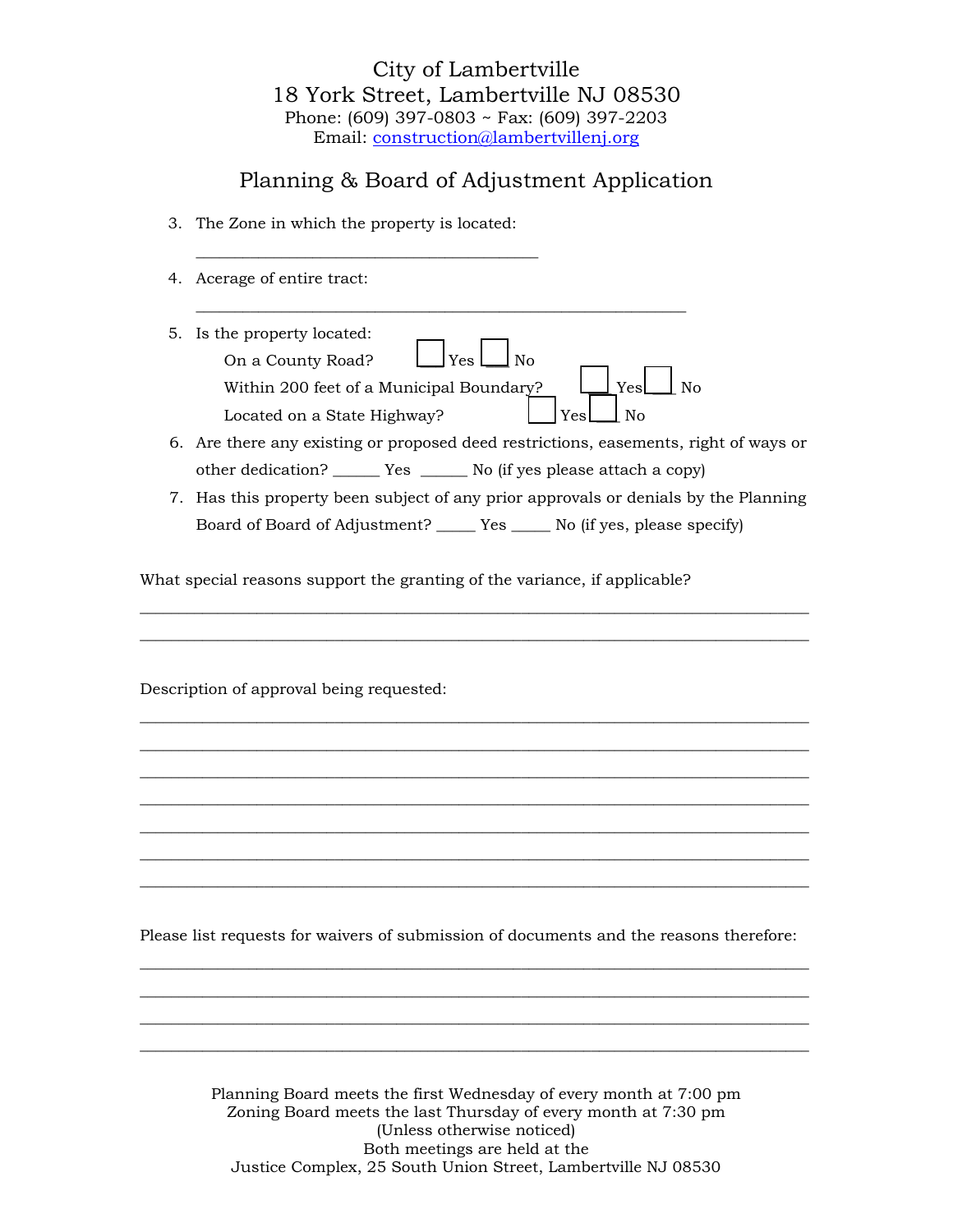City of Lambertville
18 York Street, Lambertville NJ 08530
Phone: (609) 397-0803 ~ Fax: (609) 397-2203
Email: construction@lambertvillenj.org

## Planning & Board of Adjustment Application

3. The Zone in which the property is located:

   ________________________________________

4. Acerage of entire tract:

   ________________________________________________________

5. Is the property located:
   - On a County Road? ☐ Yes ☐ No
   - Within 200 feet of a Municipal Boundary? ☐ Yes ☐ No
   - Located on a State Highway? ☐ Yes ☐ No
6. Are there any existing or proposed deed restrictions, easements, right of ways or other dedication? ______ Yes ______ No (if yes please attach a copy)
7. Has this property been subject of any prior approvals or denials by the Planning Board of Board of Adjustment? _____ Yes _____ No (if yes, please specify)

What special reasons support the granting of the variance, if applicable?

______________________________________________________________________________

______________________________________________________________________________

Description of approval being requested:

______________________________________________________________________________

______________________________________________________________________________

______________________________________________________________________________

______________________________________________________________________________

______________________________________________________________________________

______________________________________________________________________________

______________________________________________________________________________

Please list requests for waivers of submission of documents and the reasons therefore:

______________________________________________________________________________

______________________________________________________________________________

______________________________________________________________________________

______________________________________________________________________________

Planning Board meets the first Wednesday of every month at 7:00 pm
Zoning Board meets the last Thursday of every month at 7:30 pm
(Unless otherwise noticed)
Both meetings are held at the
Justice Complex, 25 South Union Street, Lambertville NJ 08530